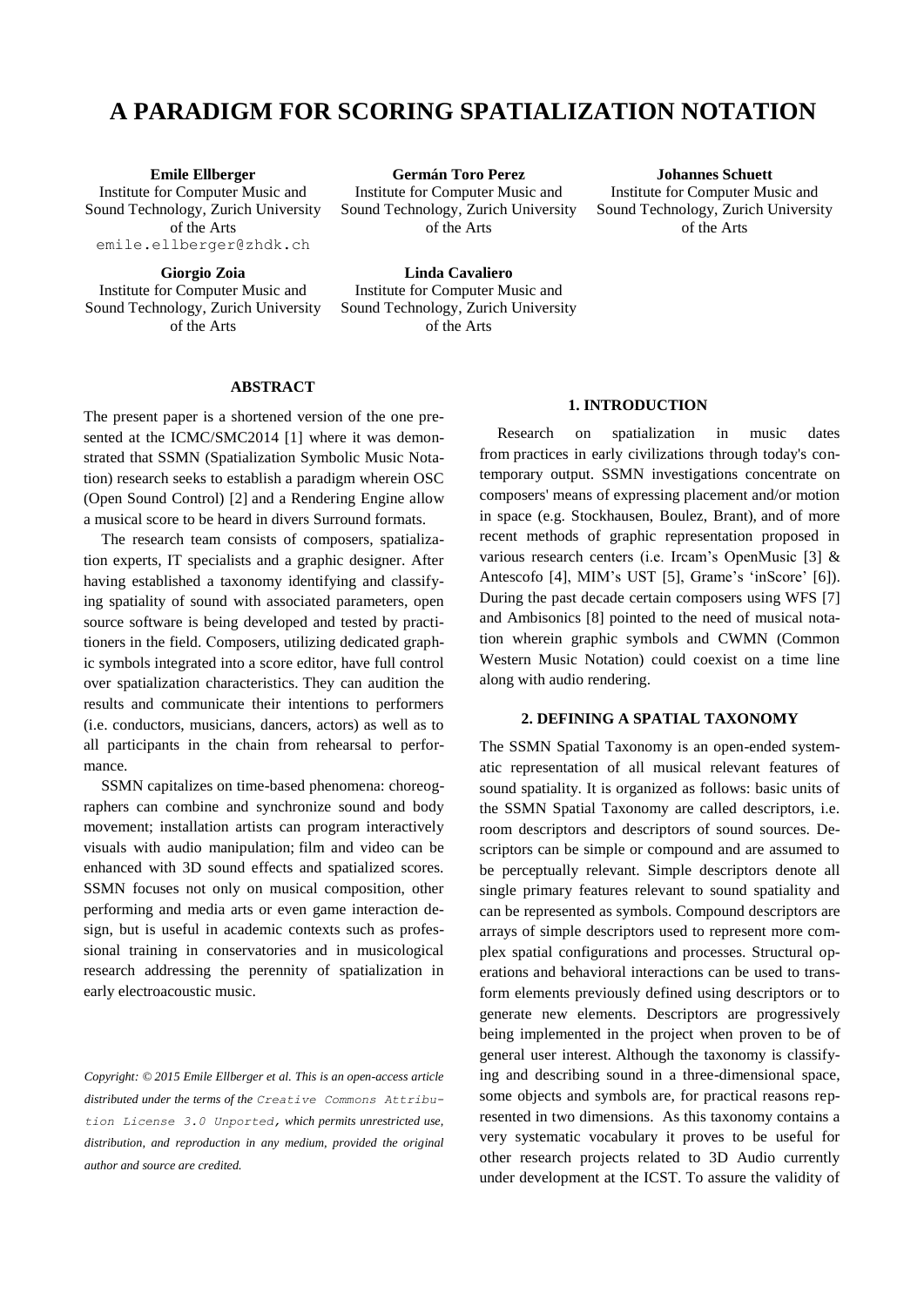# A PARADIGM FOR SCORING SPATIALIZATION NOTATION

**Emile Ellberger**
Institute for Computer Music and Sound Technology, Zurich University of the Arts
emile.ellberger@zhdk.ch

**Germán Toro Perez**
Institute for Computer Music and Sound Technology, Zurich University of the Arts

**Johannes Schuett**
Institute for Computer Music and Sound Technology, Zurich University of the Arts

**Giorgio Zoia**
Institute for Computer Music and Sound Technology, Zurich University of the Arts

**Linda Cavaliero**
Institute for Computer Music and Sound Technology, Zurich University of the Arts

## ABSTRACT

The present paper is a shortened version of the one presented at the ICMC/SMC2014 [1] where it was demonstrated that SSMN (Spatialization Symbolic Music Notation) research seeks to establish a paradigm wherein OSC (Open Sound Control) [2] and a Rendering Engine allow a musical score to be heard in divers Surround formats.

The research team consists of composers, spatialization experts, IT specialists and a graphic designer. After having established a taxonomy identifying and classifying spatiality of sound with associated parameters, open source software is being developed and tested by practitioners in the field. Composers, utilizing dedicated graphic symbols integrated into a score editor, have full control over spatialization characteristics. They can audition the results and communicate their intentions to performers (i.e. conductors, musicians, dancers, actors) as well as to all participants in the chain from rehearsal to performance.

SSMN capitalizes on time-based phenomena: choreographers can combine and synchronize sound and body movement; installation artists can program interactively visuals with audio manipulation; film and video can be enhanced with 3D sound effects and spatialized scores. SSMN focuses not only on musical composition, other performing and media arts or even game interaction design, but is useful in academic contexts such as professional training in conservatories and in musicological research addressing the perennity of spatialization in early electroacoustic music.

*Copyright: © 2015 Emile Ellberger et al. This is an open-access article distributed under the terms of the Creative Commons Attribution License 3.0 Unported, which permits unrestricted use, distribution, and reproduction in any medium, provided the original author and source are credited.*

## 1. INTRODUCTION

Research on spatialization in music dates from practices in early civilizations through today's contemporary output. SSMN investigations concentrate on composers' means of expressing placement and/or motion in space (e.g. Stockhausen, Boulez, Brant), and of more recent methods of graphic representation proposed in various research centers (i.e. Ircam's OpenMusic [3] & Antescofo [4], MIM's UST [5], Grame's 'inScore' [6]). During the past decade certain composers using WFS [7] and Ambisonics [8] pointed to the need of musical notation wherein graphic symbols and CWMN (Common Western Music Notation) could coexist on a time line along with audio rendering.

## 2. DEFINING A SPATIAL TAXONOMY

The SSMN Spatial Taxonomy is an open-ended systematic representation of all musical relevant features of sound spatiality. It is organized as follows: basic units of the SSMN Spatial Taxonomy are called descriptors, i.e. room descriptors and descriptors of sound sources. Descriptors can be simple or compound and are assumed to be perceptually relevant. Simple descriptors denote all single primary features relevant to sound spatiality and can be represented as symbols. Compound descriptors are arrays of simple descriptors used to represent more complex spatial configurations and processes. Structural operations and behavioral interactions can be used to transform elements previously defined using descriptors or to generate new elements. Descriptors are progressively being implemented in the project when proven to be of general user interest. Although the taxonomy is classifying and describing sound in a three-dimensional space, some objects and symbols are, for practical reasons represented in two dimensions. As this taxonomy contains a very systematic vocabulary it proves to be useful for other research projects related to 3D Audio currently under development at the ICST. To assure the validity of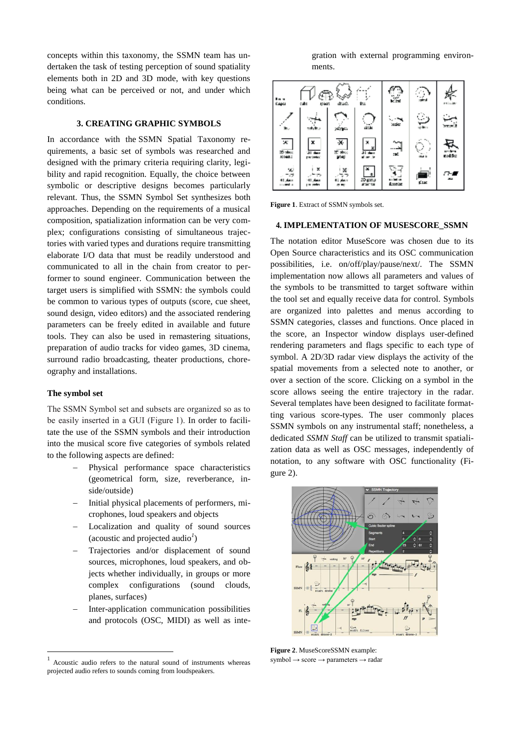concepts within this taxonomy, the SSMN team has undertaken the task of testing perception of sound spatiality elements both in 2D and 3D mode, with key questions being what can be perceived or not, and under which conditions.

## 3. CREATING GRAPHIC SYMBOLS

In accordance with the SSMN Spatial Taxonomy requirements, a basic set of symbols was researched and designed with the primary criteria requiring clarity, legibility and rapid recognition. Equally, the choice between symbolic or descriptive designs becomes particularly relevant. Thus, the SSMN Symbol Set synthesizes both approaches. Depending on the requirements of a musical composition, spatialization information can be very complex; configurations consisting of simultaneous trajectories with varied types and durations require transmitting elaborate I/O data that must be readily understood and communicated to all in the chain from creator to performer to sound engineer. Communication between the target users is simplified with SSMN: the symbols could be common to various types of outputs (score, cue sheet, sound design, video editors) and the associated rendering parameters can be freely edited in available and future tools. They can also be used in remastering situations, preparation of audio tracks for video games, 3D cinema, surround radio broadcasting, theater productions, choreography and installations.

### The symbol set

The SSMN Symbol set and subsets are organized so as to be easily inserted in a GUI (Figure 1). In order to facilitate the use of the SSMN symbols and their introduction into the musical score five categories of symbols related to the following aspects are defined:

- Physical performance space characteristics (geometrical form, size, reverberance, inside/outside)
- Initial physical placements of performers, microphones, loud speakers and objects
- Localization and quality of sound sources (acoustic and projected audio[1])
- Trajectories and/or displacement of sound sources, microphones, loud speakers, and objects whether individually, in groups or more complex configurations (sound clouds, planes, surfaces)
- Inter-application communication possibilities and protocols (OSC, MIDI) as well as integration with external programming environments.

**Figure 1**. Extract of SSMN symbols set.

## 4. IMPLEMENTATION OF MUSESCORE_SSMN

The notation editor MuseScore was chosen due to its Open Source characteristics and its OSC communication possibilities, i.e. on/off/play/pause/next/. The SSMN implementation now allows all parameters and values of the symbols to be transmitted to target software within the tool set and equally receive data for control. Symbols are organized into palettes and menus according to SSMN categories, classes and functions. Once placed in the score, an Inspector window displays user-defined rendering parameters and flags specific to each type of symbol. A 2D/3D radar view displays the activity of the spatial movements from a selected note to another, or over a section of the score. Clicking on a symbol in the score allows seeing the entire trajectory in the radar. Several templates have been designed to facilitate formatting various score-types. The user commonly places SSMN symbols on any instrumental staff; nonetheless, a dedicated *SSMN Staff* can be utilized to transmit spatialization data as well as OSC messages, independently of notation, to any software with OSC functionality (Figure 2).

**Figure 2**. MuseScoreSSMN example: symbol → score → parameters → radar

[1] Acoustic audio refers to the natural sound of instruments whereas projected audio refers to sounds coming from loudspeakers.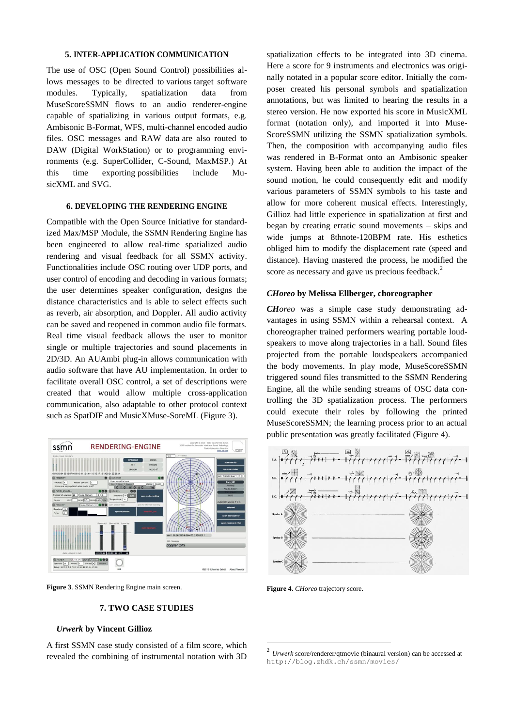## 5. INTER-APPLICATION COMMUNICATION

The use of OSC (Open Sound Control) possibilities allows messages to be directed to various target software modules. Typically, spatialization data from MuseScoreSSMN flows to an audio renderer-engine capable of spatializing in various output formats, e.g. Ambisonic B-Format, WFS, multi-channel encoded audio files. OSC messages and RAW data are also routed to DAW (Digital WorkStation) or to programming environments (e.g. SuperCollider, C-Sound, MaxMSP.) At this time exporting possibilities include MusicXML and SVG.

## 6. DEVELOPING THE RENDERING ENGINE

Compatible with the Open Source Initiative for standardized Max/MSP Module, the SSMN Rendering Engine has been engineered to allow real-time spatialized audio rendering and visual feedback for all SSMN activity. Functionalities include OSC routing over UDP ports, and user control of encoding and decoding in various formats; the user determines speaker configuration, designs the distance characteristics and is able to select effects such as reverb, air absorption, and Doppler. All audio activity can be saved and reopened in common audio file formats. Real time visual feedback allows the user to monitor single or multiple trajectories and sound placements in 2D/3D. An AUAmbi plug-in allows communication with audio software that have AU implementation. In order to facilitate overall OSC control, a set of descriptions were created that would allow multiple cross-application communication, also adaptable to other protocol context such as SpatDIF and MusicXMuse-SoreML (Figure 3).

**Figure 3**. SSMN Rendering Engine main screen.

## 7. TWO CASE STUDIES

### *Urwerk* by Vincent Gillioz

A first SSMN case study consisted of a film score, which revealed the combining of instrumental notation with 3D spatialization effects to be integrated into 3D cinema. Here a score for 9 instruments and electronics was originally notated in a popular score editor. Initially the composer created his personal symbols and spatialization annotations, but was limited to hearing the results in a stereo version. He now exported his score in MusicXML format (notation only), and imported it into MuseScoreSSMN utilizing the SSMN spatialization symbols. Then, the composition with accompanying audio files was rendered in B-Format onto an Ambisonic speaker system. Having been able to audition the impact of the sound motion, he could consequently edit and modify various parameters of SSMN symbols to his taste and allow for more coherent musical effects. Interestingly, Gillioz had little experience in spatialization at first and began by creating erratic sound movements – skips and wide jumps at 8thnote-120BPM rate. His esthetics obliged him to modify the displacement rate (speed and distance). Having mastered the process, he modified the score as necessary and gave us precious feedback.[2]

### *CHoreo* by Melissa Ellberger, choreographer

*CHoreo* was a simple case study demonstrating advantages in using SSMN within a rehearsal context. A choreographer trained performers wearing portable loudspeakers to move along trajectories in a hall. Sound files projected from the portable loudspeakers accompanied the body movements. In play mode, MuseScoreSSMN triggered sound files transmitted to the SSMN Rendering Engine, all the while sending streams of OSC data controlling the 3D spatialization process. The performers could execute their roles by following the printed MuseScoreSSMN; the learning process prior to an actual public presentation was greatly facilitated (Figure 4).

**Figure 4**. *CHoreo* trajectory score.

[2] *Urwerk* score/renderer/qtmovie (binaural version) can be accessed at http://blog.zhdk.ch/ssmn/movies/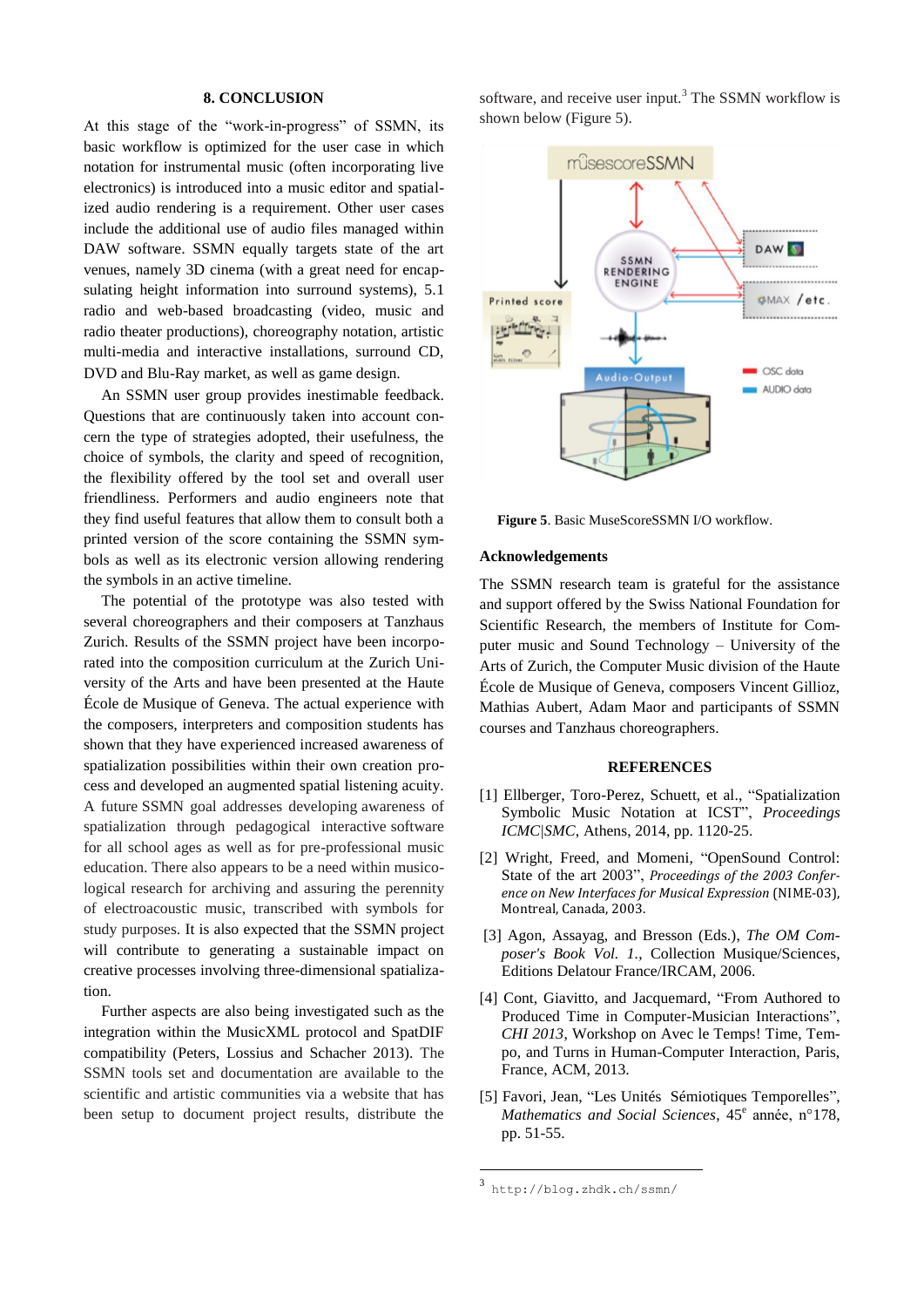## 8. CONCLUSION

At this stage of the "work-in-progress" of SSMN, its basic workflow is optimized for the user case in which notation for instrumental music (often incorporating live electronics) is introduced into a music editor and spatialized audio rendering is a requirement. Other user cases include the additional use of audio files managed within DAW software. SSMN equally targets state of the art venues, namely 3D cinema (with a great need for encapsulating height information into surround systems), 5.1 radio and web-based broadcasting (video, music and radio theater productions), choreography notation, artistic multi-media and interactive installations, surround CD, DVD and Blu-Ray market, as well as game design.

An SSMN user group provides inestimable feedback. Questions that are continuously taken into account concern the type of strategies adopted, their usefulness, the choice of symbols, the clarity and speed of recognition, the flexibility offered by the tool set and overall user friendliness. Performers and audio engineers note that they find useful features that allow them to consult both a printed version of the score containing the SSMN symbols as well as its electronic version allowing rendering the symbols in an active timeline.

The potential of the prototype was also tested with several choreographers and their composers at Tanzhaus Zurich. Results of the SSMN project have been incorporated into the composition curriculum at the Zurich University of the Arts and have been presented at the Haute École de Musique of Geneva. The actual experience with the composers, interpreters and composition students has shown that they have experienced increased awareness of spatialization possibilities within their own creation process and developed an augmented spatial listening acuity. A future SSMN goal addresses developing awareness of spatialization through pedagogical interactive software for all school ages as well as for pre-professional music education. There also appears to be a need within musicological research for archiving and assuring the perennity of electroacoustic music, transcribed with symbols for study purposes. It is also expected that the SSMN project will contribute to generating a sustainable impact on creative processes involving three-dimensional spatialization.

Further aspects are also being investigated such as the integration within the MusicXML protocol and SpatDIF compatibility (Peters, Lossius and Schacher 2013). The SSMN tools set and documentation are available to the scientific and artistic communities via a website that has been setup to document project results, distribute the software, and receive user input.[3] The SSMN workflow is shown below (Figure 5).

**Figure 5**. Basic MuseScoreSSMN I/O workflow.

### Acknowledgements

The SSMN research team is grateful for the assistance and support offered by the Swiss National Foundation for Scientific Research, the members of Institute for Computer music and Sound Technology – University of the Arts of Zurich, the Computer Music division of the Haute École de Musique of Geneva, composers Vincent Gillioz, Mathias Aubert, Adam Maor and participants of SSMN courses and Tanzhaus choreographers.

## REFERENCES

[1] Ellberger, Toro-Perez, Schuett, et al., "Spatialization Symbolic Music Notation at ICST", *Proceedings ICMC|SMC*, Athens, 2014, pp. 1120-25.

[2] Wright, Freed, and Momeni, "OpenSound Control: State of the art 2003", *Proceedings of the 2003 Conference on New Interfaces for Musical Expression* (NIME-03), Montreal, Canada, 2003.

[3] Agon, Assayag, and Bresson (Eds.), *The OM Composer's Book Vol. 1.*, Collection Musique/Sciences, Editions Delatour France/IRCAM, 2006.

[4] Cont, Giavitto, and Jacquemard, "From Authored to Produced Time in Computer-Musician Interactions", *CHI 2013*, Workshop on Avec le Temps! Time, Tempo, and Turns in Human-Computer Interaction, Paris, France, ACM, 2013.

[5] Favori, Jean, "Les Unités Sémiotiques Temporelles", *Mathematics and Social Sciences*, 45e année, n°178, pp. 51-55.

---

[3] http://blog.zhdk.ch/ssmn/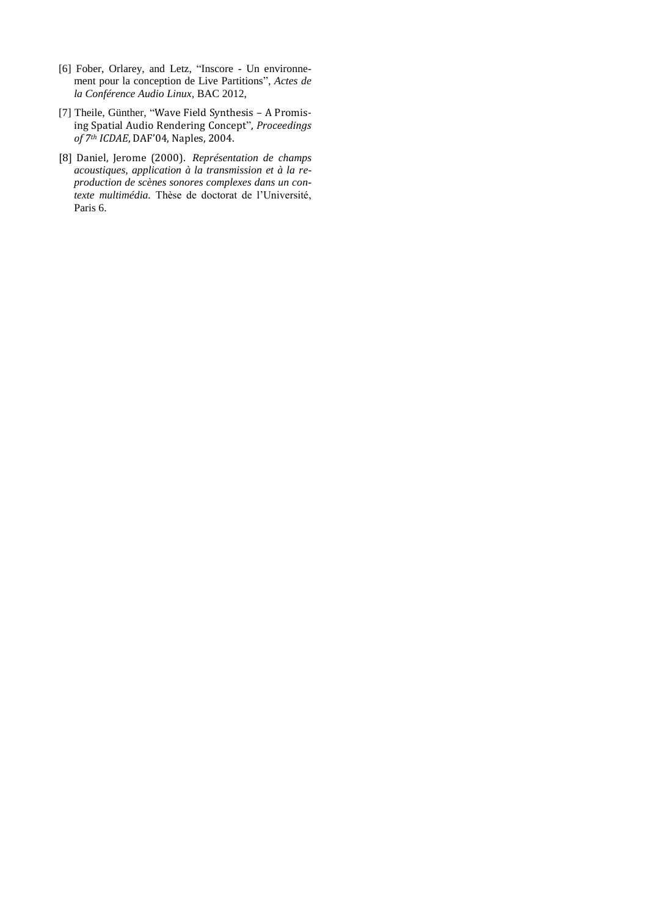[6] Fober, Orlarey, and Letz, "Inscore - Un environnement pour la conception de Live Partitions", *Actes de la Conférence Audio Linux,* BAC 2012,

[7] Theile, Günther, "Wave Field Synthesis – A Promising Spatial Audio Rendering Concept", *Proceedings of 7th ICDAE,* DAF'04, Naples, 2004.

[8] Daniel, Jerome (2000). *Représentation de champs acoustiques, application à la transmission et à la reproduction de scènes sonores complexes dans un contexte multimédia.* Thèse de doctorat de l'Université, Paris 6.